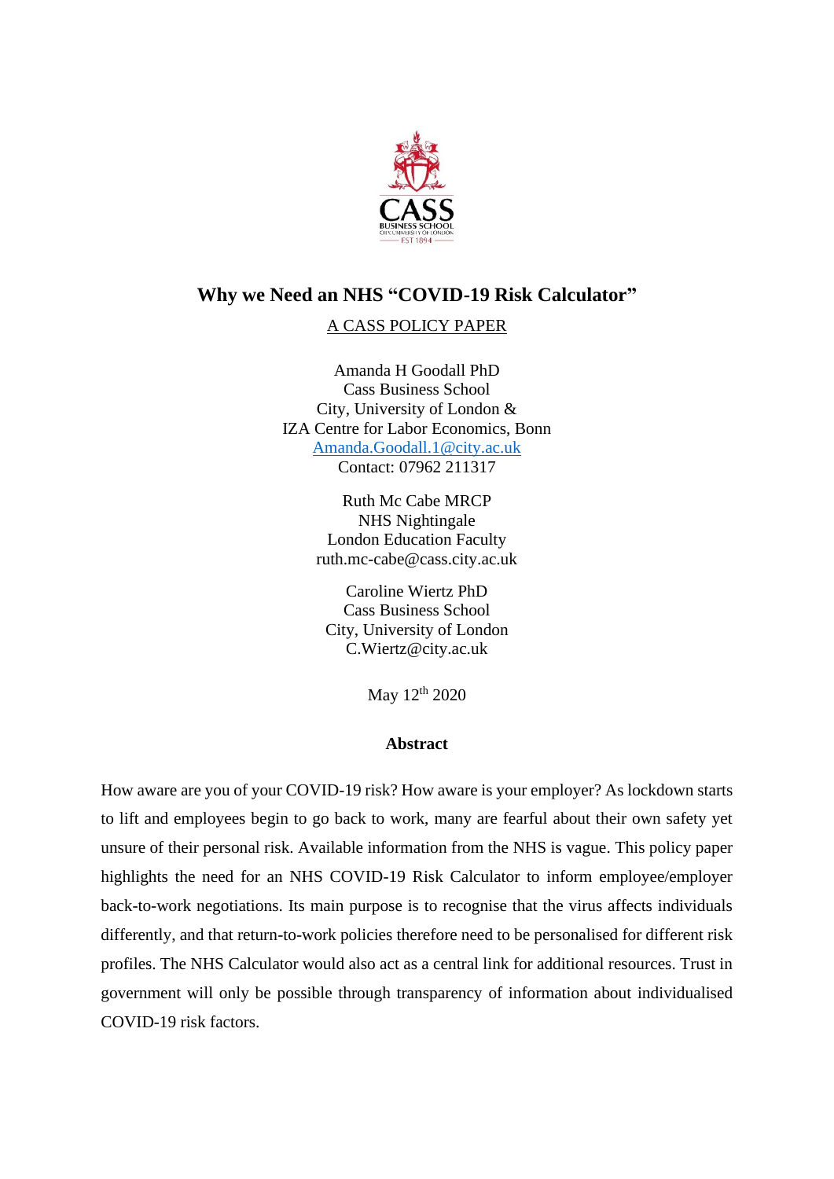# Why we Need an NHS "COVID-19 Risk Calculator"

A CASS POLICY PAPER

Amanda H Goodall PhD
Cass Business School
City, University of London &
IZA Centre for Labor Economics, Bonn
Amanda.Goodall.1@city.ac.uk
Contact: 07962 211317

Ruth Mc Cabe MRCP
NHS Nightingale
London Education Faculty
ruth.mc-cabe@cass.city.ac.uk

Caroline Wiertz PhD
Cass Business School
City, University of London
C.Wiertz@city.ac.uk

May 12th 2020

## Abstract

How aware are you of your COVID-19 risk? How aware is your employer? As lockdown starts to lift and employees begin to go back to work, many are fearful about their own safety yet unsure of their personal risk. Available information from the NHS is vague. This policy paper highlights the need for an NHS COVID-19 Risk Calculator to inform employee/employer back-to-work negotiations. Its main purpose is to recognise that the virus affects individuals differently, and that return-to-work policies therefore need to be personalised for different risk profiles. The NHS Calculator would also act as a central link for additional resources. Trust in government will only be possible through transparency of information about individualised COVID-19 risk factors.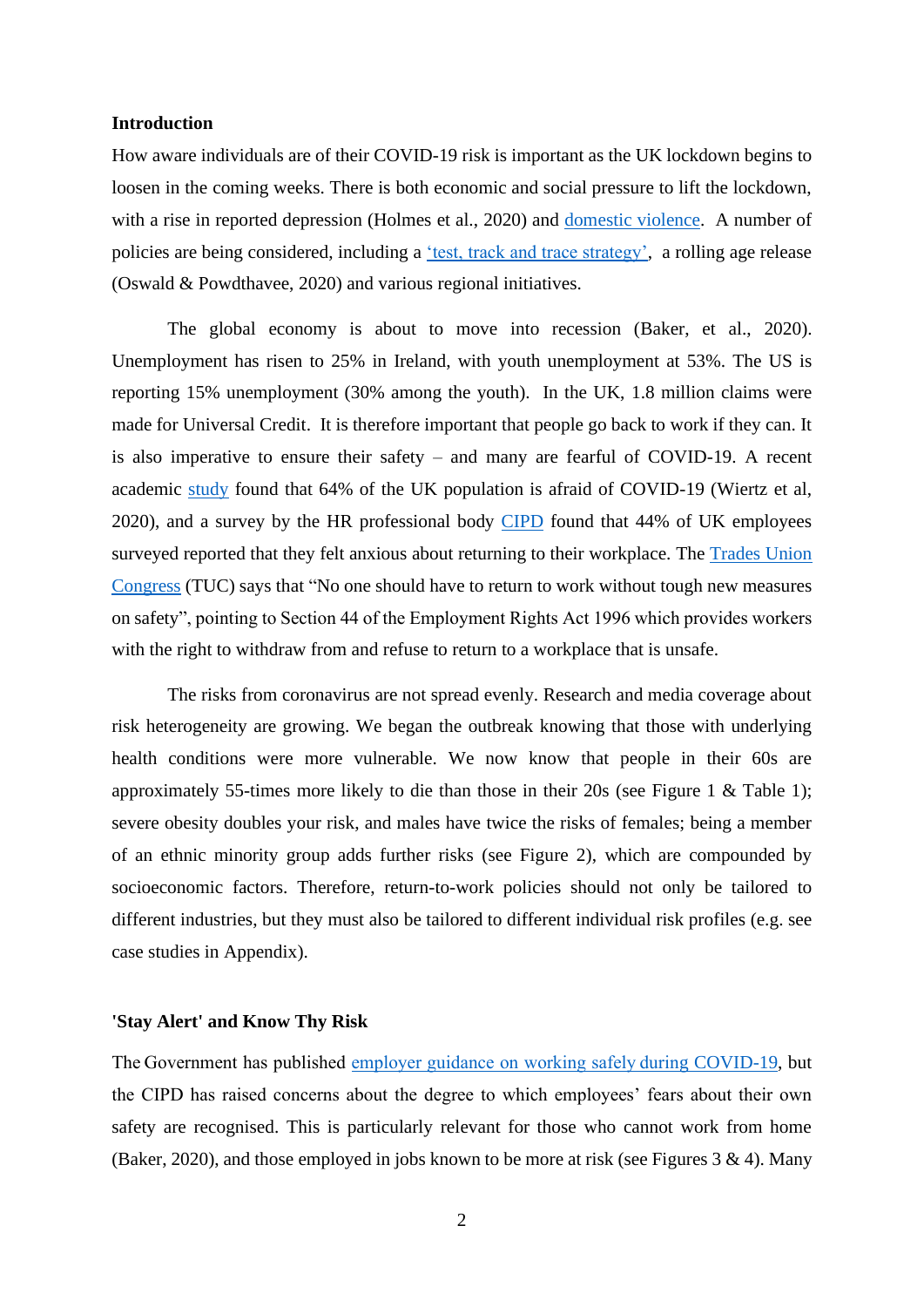**Introduction**

How aware individuals are of their COVID-19 risk is important as the UK lockdown begins to loosen in the coming weeks. There is both economic and social pressure to lift the lockdown, with a rise in reported depression (Holmes et al., 2020) and domestic violence. A number of policies are being considered, including a 'test, track and trace strategy', a rolling age release (Oswald & Powdthavee, 2020) and various regional initiatives.

The global economy is about to move into recession (Baker, et al., 2020). Unemployment has risen to 25% in Ireland, with youth unemployment at 53%. The US is reporting 15% unemployment (30% among the youth). In the UK, 1.8 million claims were made for Universal Credit. It is therefore important that people go back to work if they can. It is also imperative to ensure their safety – and many are fearful of COVID-19. A recent academic study found that 64% of the UK population is afraid of COVID-19 (Wiertz et al, 2020), and a survey by the HR professional body CIPD found that 44% of UK employees surveyed reported that they felt anxious about returning to their workplace. The Trades Union Congress (TUC) says that "No one should have to return to work without tough new measures on safety", pointing to Section 44 of the Employment Rights Act 1996 which provides workers with the right to withdraw from and refuse to return to a workplace that is unsafe.

The risks from coronavirus are not spread evenly. Research and media coverage about risk heterogeneity are growing. We began the outbreak knowing that those with underlying health conditions were more vulnerable. We now know that people in their 60s are approximately 55-times more likely to die than those in their 20s (see Figure 1 & Table 1); severe obesity doubles your risk, and males have twice the risks of females; being a member of an ethnic minority group adds further risks (see Figure 2), which are compounded by socioeconomic factors. Therefore, return-to-work policies should not only be tailored to different industries, but they must also be tailored to different individual risk profiles (e.g. see case studies in Appendix).

**'Stay Alert' and Know Thy Risk**

The Government has published employer guidance on working safely during COVID-19, but the CIPD has raised concerns about the degree to which employees' fears about their own safety are recognised. This is particularly relevant for those who cannot work from home (Baker, 2020), and those employed in jobs known to be more at risk (see Figures 3 & 4). Many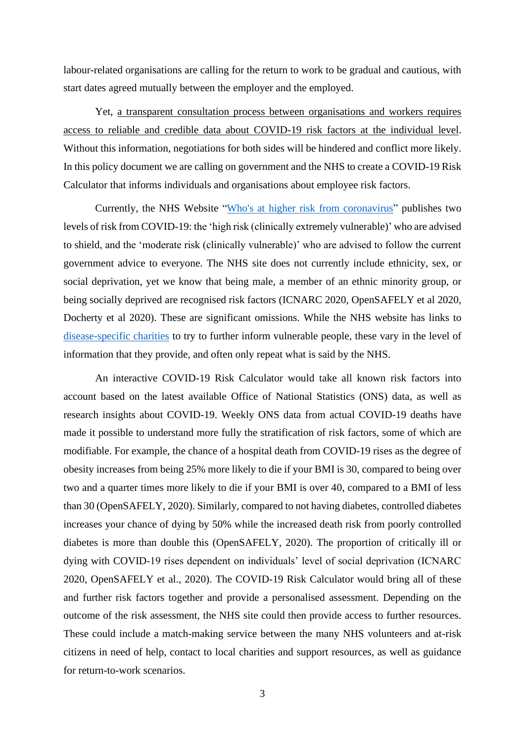labour-related organisations are calling for the return to work to be gradual and cautious, with start dates agreed mutually between the employer and the employed.

Yet, <u>a transparent consultation process between organisations and workers requires access to reliable and credible data about COVID-19 risk factors at the individual level</u>. Without this information, negotiations for both sides will be hindered and conflict more likely. In this policy document we are calling on government and the NHS to create a COVID-19 Risk Calculator that informs individuals and organisations about employee risk factors.

Currently, the NHS Website "[Who's at higher risk from coronavirus]" publishes two levels of risk from COVID-19: the 'high risk (clinically extremely vulnerable)' who are advised to shield, and the 'moderate risk (clinically vulnerable)' who are advised to follow the current government advice to everyone. The NHS site does not currently include ethnicity, sex, or social deprivation, yet we know that being male, a member of an ethnic minority group, or being socially deprived are recognised risk factors (ICNARC 2020, OpenSAFELY et al 2020, Docherty et al 2020). These are significant omissions. While the NHS website has links to [disease-specific charities] to try to further inform vulnerable people, these vary in the level of information that they provide, and often only repeat what is said by the NHS.

An interactive COVID-19 Risk Calculator would take all known risk factors into account based on the latest available Office of National Statistics (ONS) data, as well as research insights about COVID-19. Weekly ONS data from actual COVID-19 deaths have made it possible to understand more fully the stratification of risk factors, some of which are modifiable. For example, the chance of a hospital death from COVID-19 rises as the degree of obesity increases from being 25% more likely to die if your BMI is 30, compared to being over two and a quarter times more likely to die if your BMI is over 40, compared to a BMI of less than 30 (OpenSAFELY, 2020). Similarly, compared to not having diabetes, controlled diabetes increases your chance of dying by 50% while the increased death risk from poorly controlled diabetes is more than double this (OpenSAFELY, 2020). The proportion of critically ill or dying with COVID-19 rises dependent on individuals' level of social deprivation (ICNARC 2020, OpenSAFELY et al., 2020). The COVID-19 Risk Calculator would bring all of these and further risk factors together and provide a personalised assessment. Depending on the outcome of the risk assessment, the NHS site could then provide access to further resources. These could include a match-making service between the many NHS volunteers and at-risk citizens in need of help, contact to local charities and support resources, as well as guidance for return-to-work scenarios.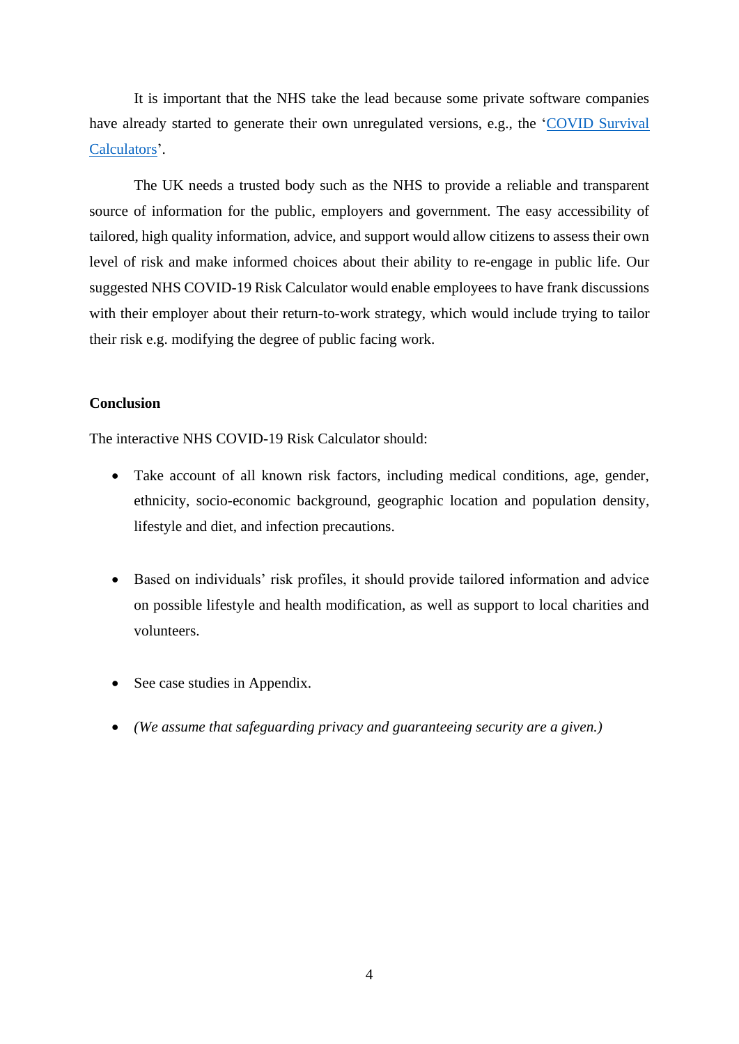It is important that the NHS take the lead because some private software companies have already started to generate their own unregulated versions, e.g., the '[COVID Survival Calculators]'.

The UK needs a trusted body such as the NHS to provide a reliable and transparent source of information for the public, employers and government. The easy accessibility of tailored, high quality information, advice, and support would allow citizens to assess their own level of risk and make informed choices about their ability to re-engage in public life. Our suggested NHS COVID-19 Risk Calculator would enable employees to have frank discussions with their employer about their return-to-work strategy, which would include trying to tailor their risk e.g. modifying the degree of public facing work.

**Conclusion**

The interactive NHS COVID-19 Risk Calculator should:

- Take account of all known risk factors, including medical conditions, age, gender, ethnicity, socio-economic background, geographic location and population density, lifestyle and diet, and infection precautions.

- Based on individuals' risk profiles, it should provide tailored information and advice on possible lifestyle and health modification, as well as support to local charities and volunteers.

- See case studies in Appendix.

- *(We assume that safeguarding privacy and guaranteeing security are a given.)*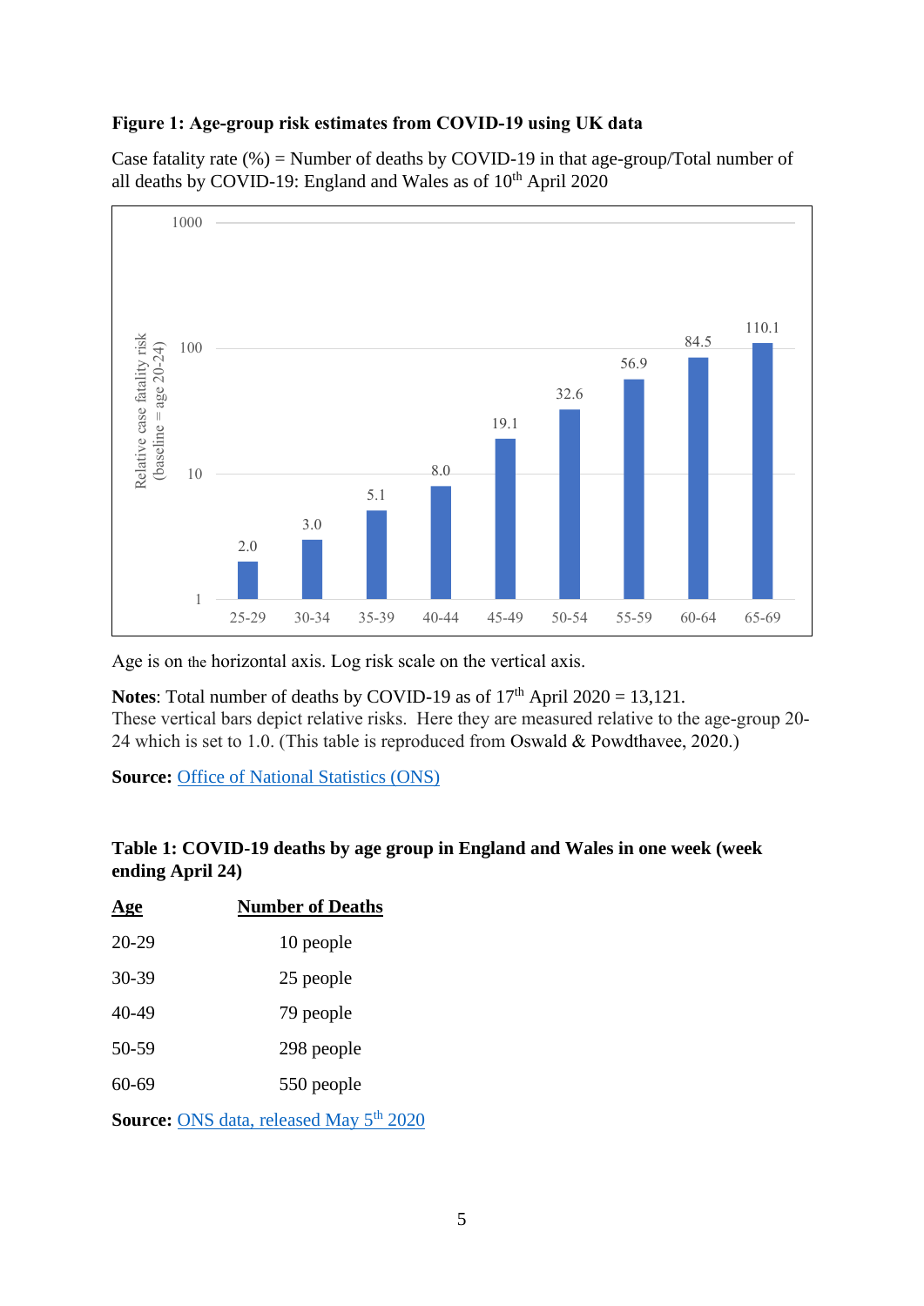**Figure 1: Age-group risk estimates from COVID-19 using UK data**

Case fatality rate (%) = Number of deaths by COVID-19 in that age-group/Total number of all deaths by COVID-19: England and Wales as of 10th April 2020

Relative case fatality risk (baseline = age 20-24)

1000
100
10
1

2.0
3.0
5.1
8.0
19.1
32.6
56.9
84.5
110.1

25-29
30-34
35-39
40-44
45-49
50-54
55-59
60-64
65-69

Age is on the horizontal axis. Log risk scale on the vertical axis.

**Notes**: Total number of deaths by COVID-19 as of 17th April 2020 = 13,121.
These vertical bars depict relative risks. Here they are measured relative to the age-group 20-24 which is set to 1.0. (This table is reproduced from Oswald & Powdthavee, 2020.)

**Source:** Office of National Statistics (ONS)

**Table 1: COVID-19 deaths by age group in England and Wales in one week (week ending April 24)**

| Age | Number of Deaths |
|---|---|
| 20-29 | 10 people |
| 30-39 | 25 people |
| 40-49 | 79 people |
| 50-59 | 298 people |
| 60-69 | 550 people |

**Source:** ONS data, released May 5th 2020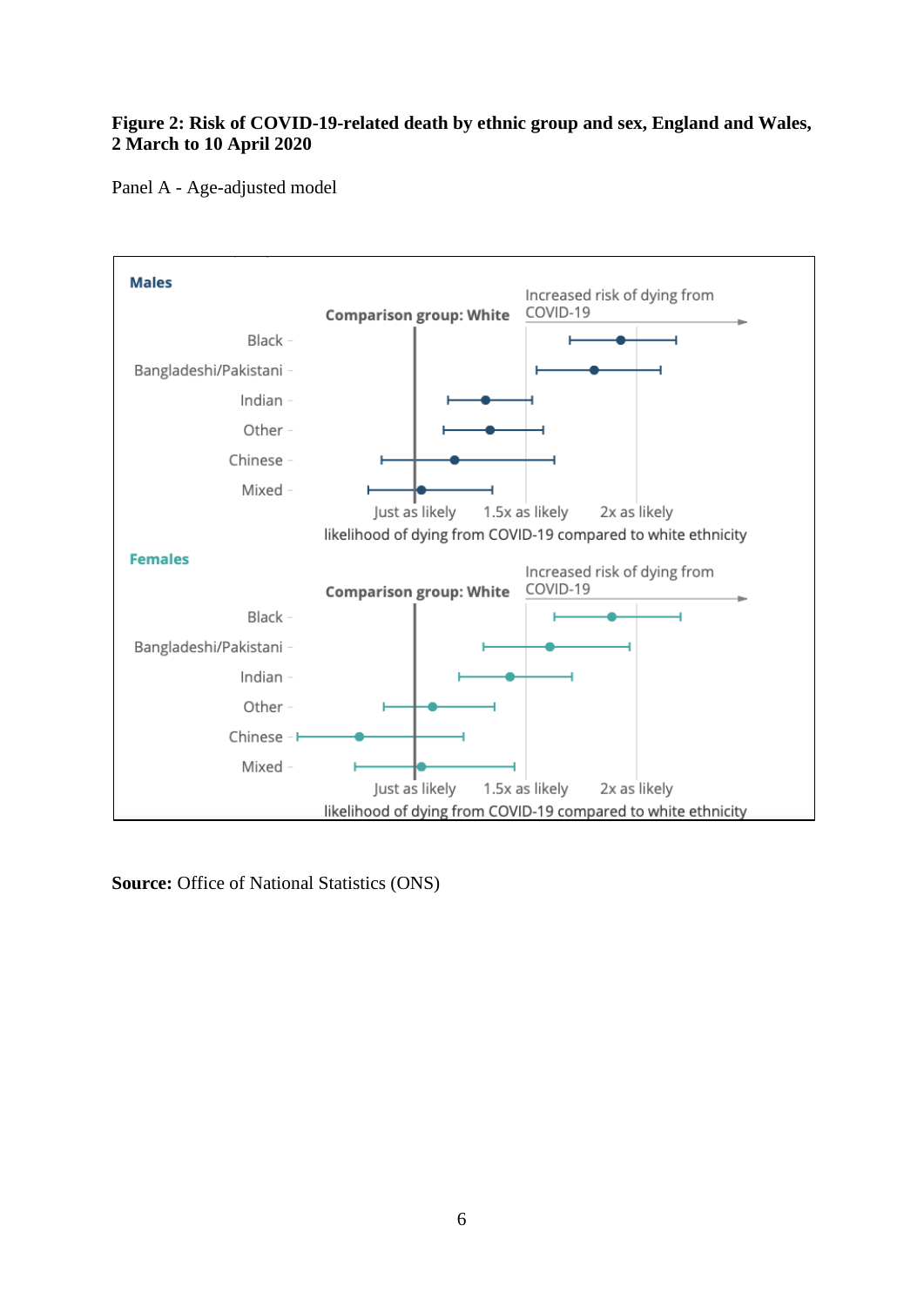**Figure 2: Risk of COVID-19-related death by ethnic group and sex, England and Wales, 2 March to 10 April 2020**

Panel A - Age-adjusted model

**Males**

Comparison group: White

Increased risk of dying from COVID-19

Black

Bangladeshi/Pakistani

Indian

Other

Chinese

Mixed

Just as likely 1.5x as likely 2x as likely

likelihood of dying from COVID-19 compared to white ethnicity

**Females**

Comparison group: White

Increased risk of dying from COVID-19

Black

Bangladeshi/Pakistani

Indian

Other

Chinese

Mixed

Just as likely 1.5x as likely 2x as likely

likelihood of dying from COVID-19 compared to white ethnicity

**Source:** Office of National Statistics (ONS)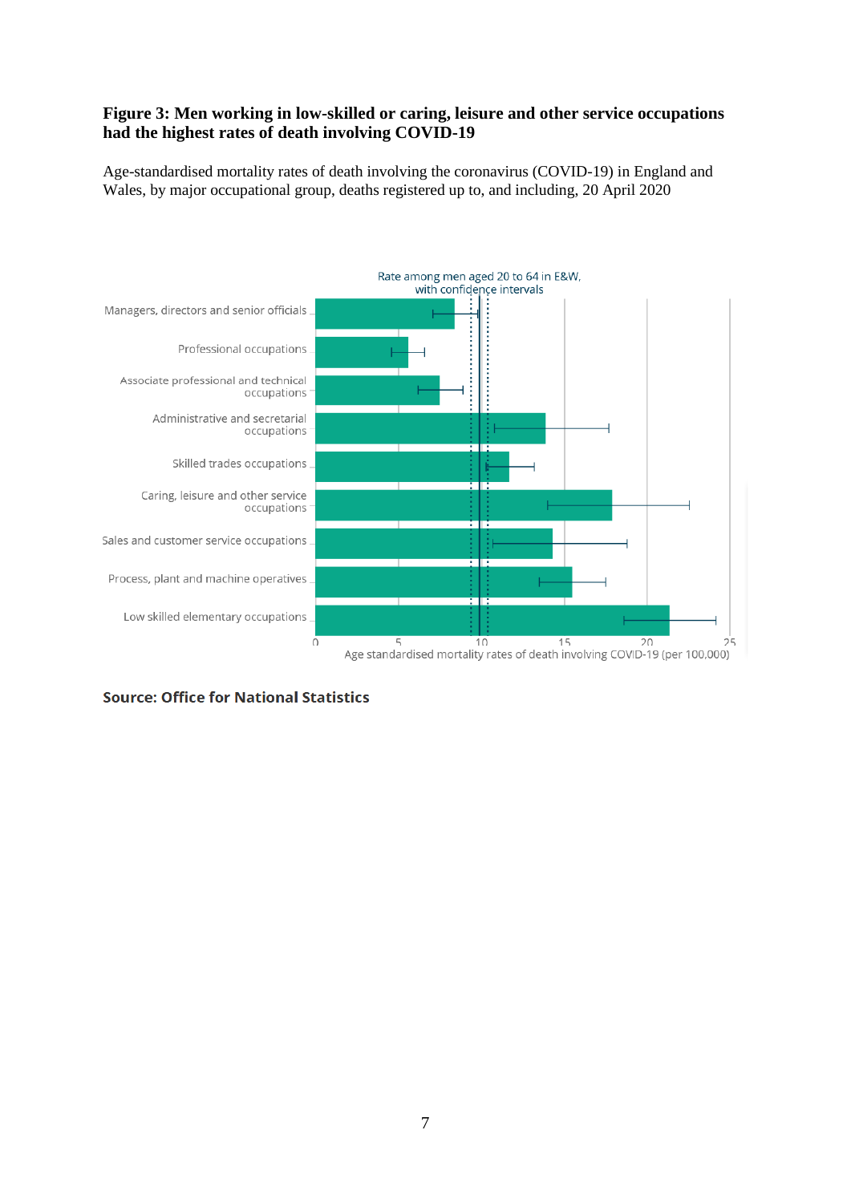**Figure 3: Men working in low-skilled or caring, leisure and other service occupations had the highest rates of death involving COVID-19**

Age-standardised mortality rates of death involving the coronavirus (COVID-19) in England and Wales, by major occupational group, deaths registered up to, and including, 20 April 2020

Rate among men aged 20 to 64 in E&W, with confidence intervals

Managers, directors and senior officials

Professional occupations

Associate professional and technical occupations

Administrative and secretarial occupations

Skilled trades occupations

Caring, leisure and other service occupations

Sales and customer service occupations

Process, plant and machine operatives

Low skilled elementary occupations

0 5 10 15 20 25

Age standardised mortality rates of death involving COVID-19 (per 100,000)

**Source: Office for National Statistics**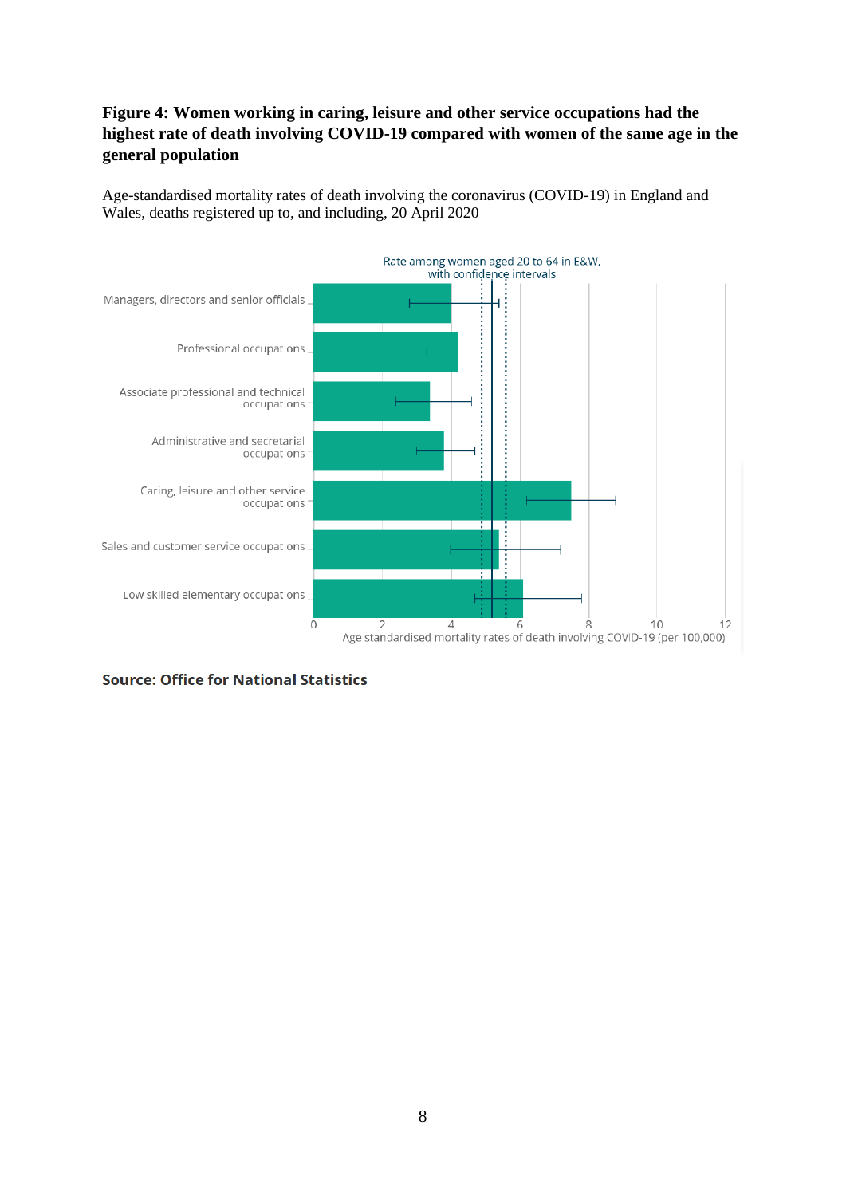**Figure 4: Women working in caring, leisure and other service occupations had the highest rate of death involving COVID-19 compared with women of the same age in the general population**

Age-standardised mortality rates of death involving the coronavirus (COVID-19) in England and Wales, deaths registered up to, and including, 20 April 2020

Rate among women aged 20 to 64 in E&W, with confidence intervals

Managers, directors and senior officials

Professional occupations

Associate professional and technical occupations

Administrative and secretarial occupations

Caring, leisure and other service occupations

Sales and customer service occupations

Low skilled elementary occupations

0 2 4 6 8 10 12

Age standardised mortality rates of death involving COVID-19 (per 100,000)

**Source: Office for National Statistics**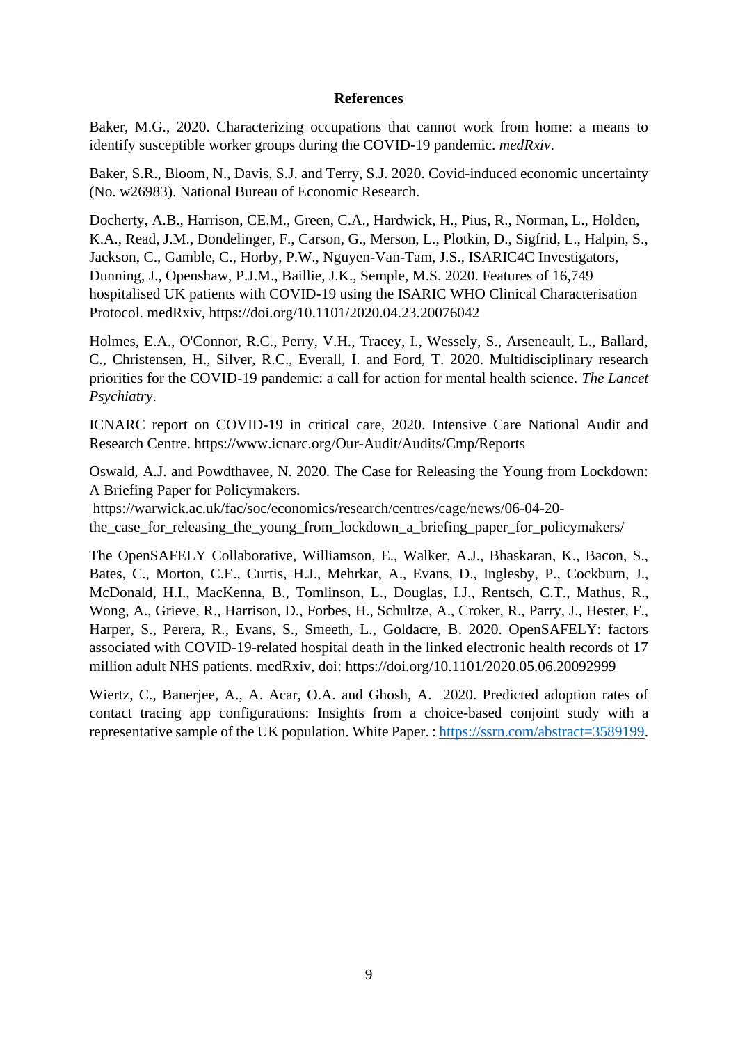## References

Baker, M.G., 2020. Characterizing occupations that cannot work from home: a means to identify susceptible worker groups during the COVID-19 pandemic. *medRxiv*.

Baker, S.R., Bloom, N., Davis, S.J. and Terry, S.J. 2020. Covid-induced economic uncertainty (No. w26983). National Bureau of Economic Research.

Docherty, A.B., Harrison, CE.M., Green, C.A., Hardwick, H., Pius, R., Norman, L., Holden, K.A., Read, J.M., Dondelinger, F., Carson, G., Merson, L., Plotkin, D., Sigfrid, L., Halpin, S., Jackson, C., Gamble, C., Horby, P.W., Nguyen-Van-Tam, J.S., ISARIC4C Investigators, Dunning, J., Openshaw, P.J.M., Baillie, J.K., Semple, M.S. 2020. Features of 16,749 hospitalised UK patients with COVID-19 using the ISARIC WHO Clinical Characterisation Protocol. medRxiv, https://doi.org/10.1101/2020.04.23.20076042

Holmes, E.A., O'Connor, R.C., Perry, V.H., Tracey, I., Wessely, S., Arseneault, L., Ballard, C., Christensen, H., Silver, R.C., Everall, I. and Ford, T. 2020. Multidisciplinary research priorities for the COVID-19 pandemic: a call for action for mental health science. *The Lancet Psychiatry*.

ICNARC report on COVID-19 in critical care, 2020. Intensive Care National Audit and Research Centre. https://www.icnarc.org/Our-Audit/Audits/Cmp/Reports

Oswald, A.J. and Powdthavee, N. 2020. The Case for Releasing the Young from Lockdown: A Briefing Paper for Policymakers. https://warwick.ac.uk/fac/soc/economics/research/centres/cage/news/06-04-20-the_case_for_releasing_the_young_from_lockdown_a_briefing_paper_for_policymakers/

The OpenSAFELY Collaborative, Williamson, E., Walker, A.J., Bhaskaran, K., Bacon, S., Bates, C., Morton, C.E., Curtis, H.J., Mehrkar, A., Evans, D., Inglesby, P., Cockburn, J., McDonald, H.I., MacKenna, B., Tomlinson, L., Douglas, I.J., Rentsch, C.T., Mathus, R., Wong, A., Grieve, R., Harrison, D., Forbes, H., Schultze, A., Croker, R., Parry, J., Hester, F., Harper, S., Perera, R., Evans, S., Smeeth, L., Goldacre, B. 2020. OpenSAFELY: factors associated with COVID-19-related hospital death in the linked electronic health records of 17 million adult NHS patients. medRxiv, doi: https://doi.org/10.1101/2020.05.06.20092999

Wiertz, C., Banerjee, A., A. Acar, O.A. and Ghosh, A. 2020. Predicted adoption rates of contact tracing app configurations: Insights from a choice-based conjoint study with a representative sample of the UK population. White Paper. : https://ssrn.com/abstract=3589199.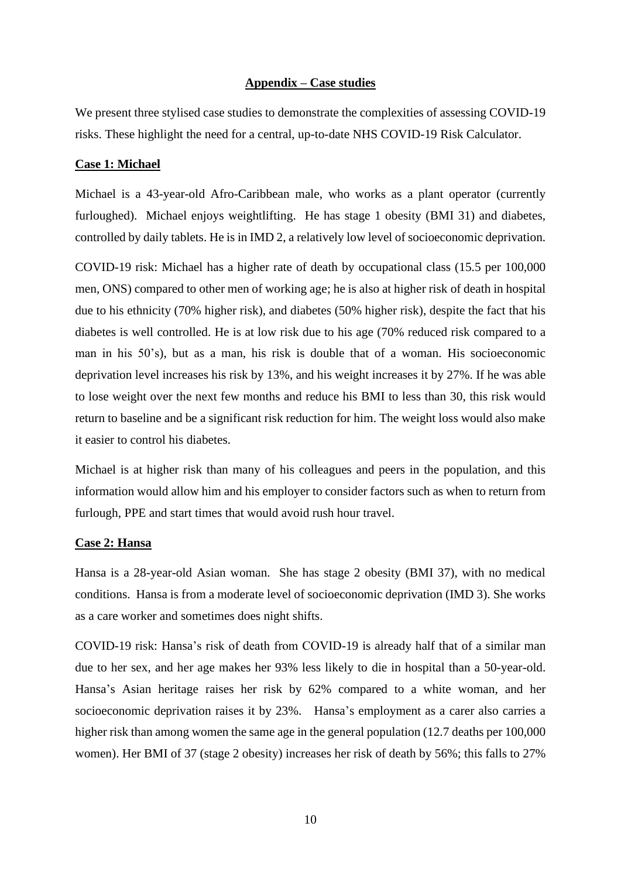## Appendix – Case studies

We present three stylised case studies to demonstrate the complexities of assessing COVID-19 risks. These highlight the need for a central, up-to-date NHS COVID-19 Risk Calculator.

### Case 1: Michael

Michael is a 43-year-old Afro-Caribbean male, who works as a plant operator (currently furloughed). Michael enjoys weightlifting. He has stage 1 obesity (BMI 31) and diabetes, controlled by daily tablets. He is in IMD 2, a relatively low level of socioeconomic deprivation.

COVID-19 risk: Michael has a higher rate of death by occupational class (15.5 per 100,000 men, ONS) compared to other men of working age; he is also at higher risk of death in hospital due to his ethnicity (70% higher risk), and diabetes (50% higher risk), despite the fact that his diabetes is well controlled. He is at low risk due to his age (70% reduced risk compared to a man in his 50's), but as a man, his risk is double that of a woman. His socioeconomic deprivation level increases his risk by 13%, and his weight increases it by 27%. If he was able to lose weight over the next few months and reduce his BMI to less than 30, this risk would return to baseline and be a significant risk reduction for him. The weight loss would also make it easier to control his diabetes.

Michael is at higher risk than many of his colleagues and peers in the population, and this information would allow him and his employer to consider factors such as when to return from furlough, PPE and start times that would avoid rush hour travel.

### Case 2: Hansa

Hansa is a 28-year-old Asian woman. She has stage 2 obesity (BMI 37), with no medical conditions. Hansa is from a moderate level of socioeconomic deprivation (IMD 3). She works as a care worker and sometimes does night shifts.

COVID-19 risk: Hansa's risk of death from COVID-19 is already half that of a similar man due to her sex, and her age makes her 93% less likely to die in hospital than a 50-year-old. Hansa's Asian heritage raises her risk by 62% compared to a white woman, and her socioeconomic deprivation raises it by 23%. Hansa's employment as a carer also carries a higher risk than among women the same age in the general population (12.7 deaths per 100,000 women). Her BMI of 37 (stage 2 obesity) increases her risk of death by 56%; this falls to 27%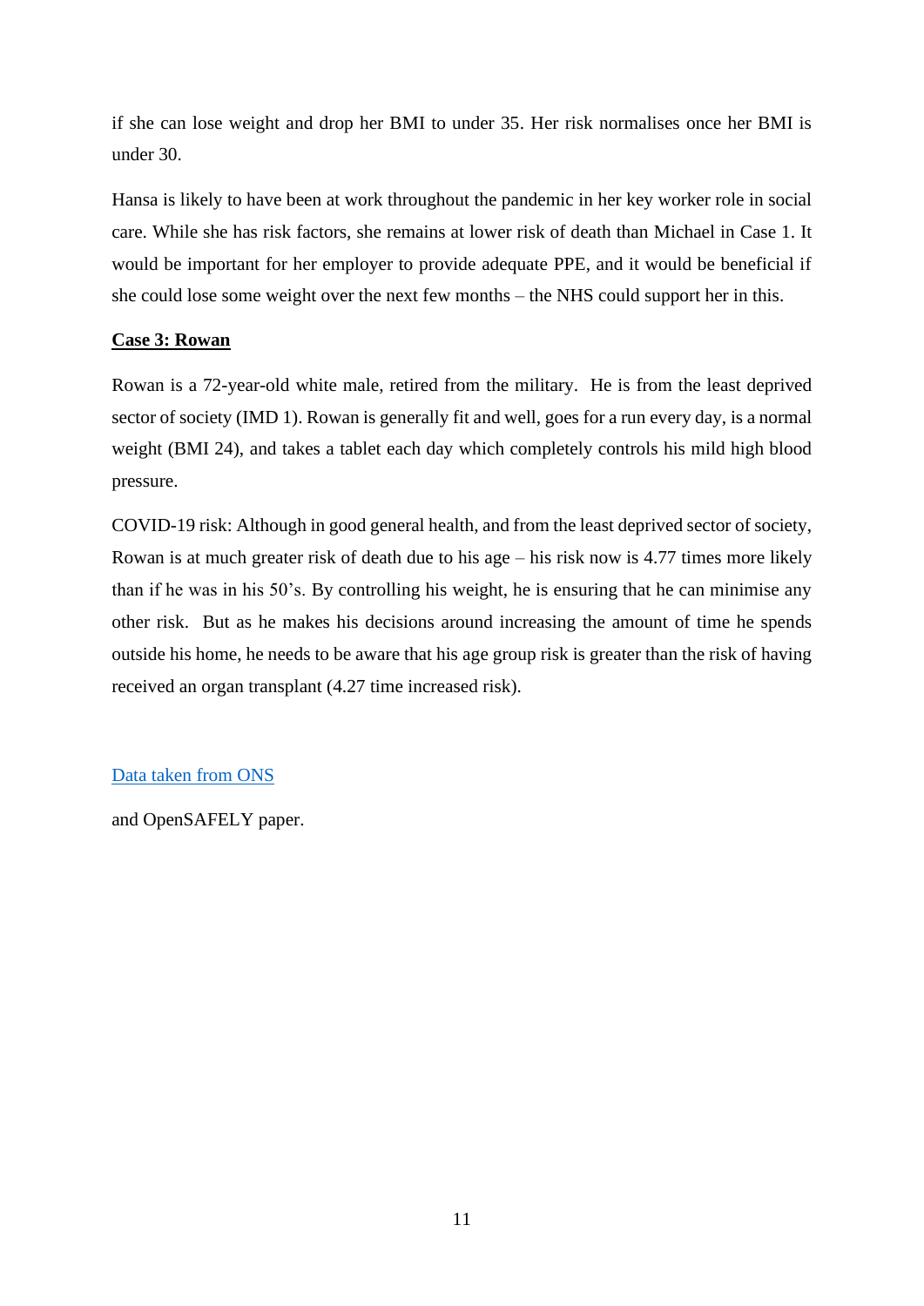if she can lose weight and drop her BMI to under 35. Her risk normalises once her BMI is under 30.

Hansa is likely to have been at work throughout the pandemic in her key worker role in social care. While she has risk factors, she remains at lower risk of death than Michael in Case 1. It would be important for her employer to provide adequate PPE, and it would be beneficial if she could lose some weight over the next few months – the NHS could support her in this.

**Case 3: Rowan**

Rowan is a 72-year-old white male, retired from the military. He is from the least deprived sector of society (IMD 1). Rowan is generally fit and well, goes for a run every day, is a normal weight (BMI 24), and takes a tablet each day which completely controls his mild high blood pressure.

COVID-19 risk: Although in good general health, and from the least deprived sector of society, Rowan is at much greater risk of death due to his age – his risk now is 4.77 times more likely than if he was in his 50's. By controlling his weight, he is ensuring that he can minimise any other risk. But as he makes his decisions around increasing the amount of time he spends outside his home, he needs to be aware that his age group risk is greater than the risk of having received an organ transplant (4.27 time increased risk).

Data taken from ONS

and OpenSAFELY paper.